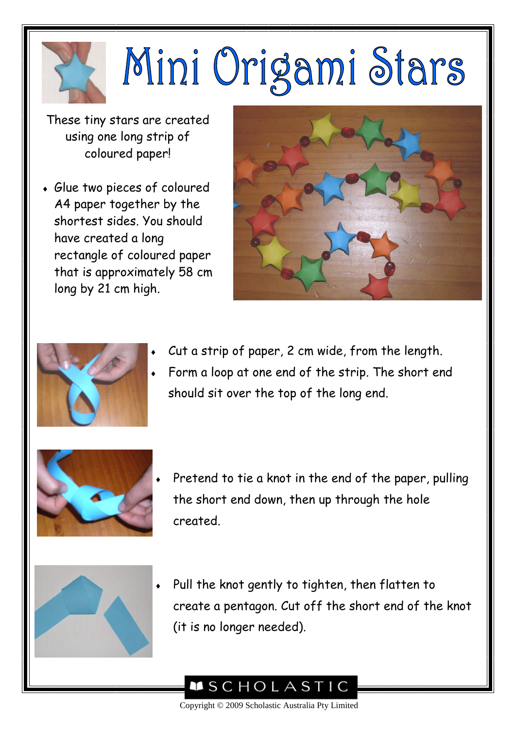# Mini Origami Stars

These tiny stars are created using one long strip of coloured paper!

- Glue two pieces of coloured A4 paper together by the shortest sides. You should have created a long rectangle of coloured paper that is approximately 58 cm long by 21 cm high.

- Cut a strip of paper, 2 cm wide, from the length.
- Form a loop at one end of the strip. The short end should sit over the top of the long end.

- Pretend to tie a knot in the end of the paper, pulling the short end down, then up through the hole created.

- Pull the knot gently to tighten, then flatten to create a pentagon. Cut off the short end of the knot (it is no longer needed).

SCHOLASTIC

Copyright © 2009 Scholastic Australia Pty Limited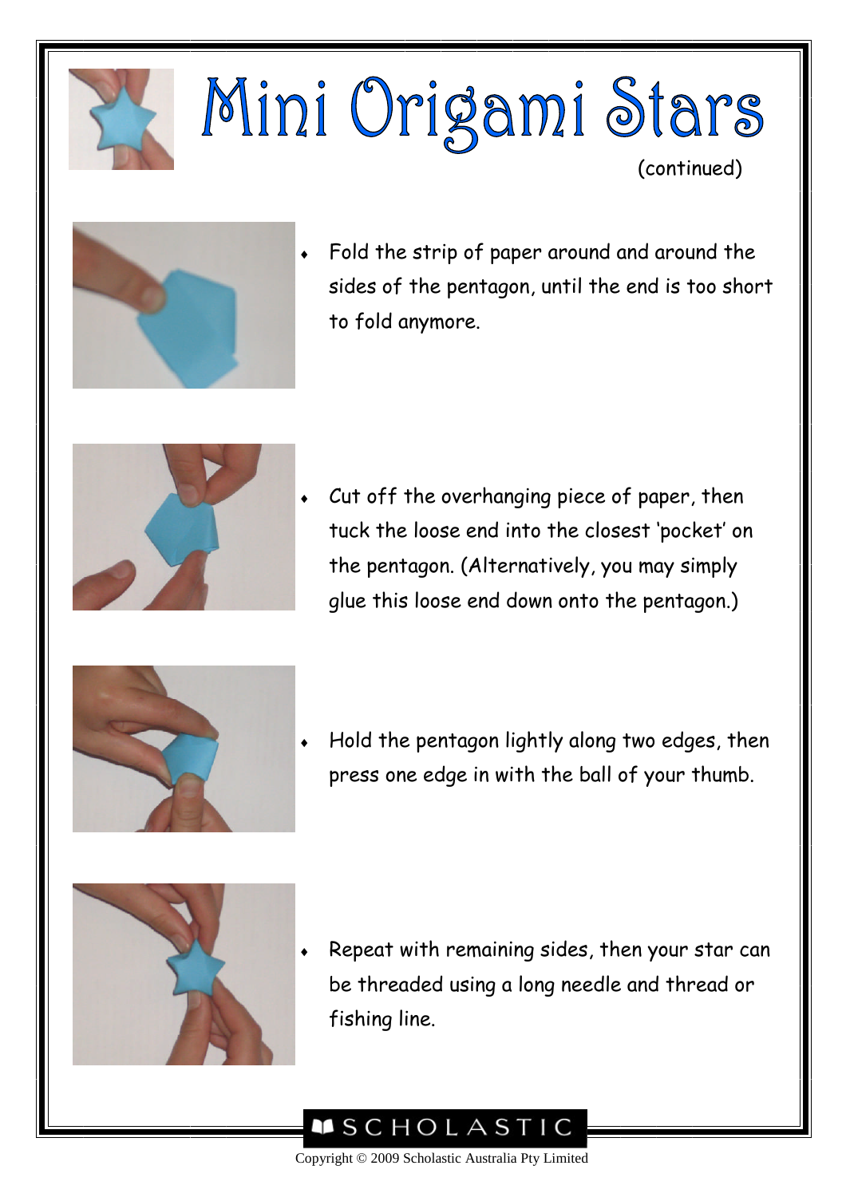# Mini Origami Stars

(continued)

- Fold the strip of paper around and around the sides of the pentagon, until the end is too short to fold anymore.

- Cut off the overhanging piece of paper, then tuck the loose end into the closest 'pocket' on the pentagon. (Alternatively, you may simply glue this loose end down onto the pentagon.)

- Hold the pentagon lightly along two edges, then press one edge in with the ball of your thumb.

- Repeat with remaining sides, then your star can be threaded using a long needle and thread or fishing line.

SCHOLASTIC

Copyright © 2009 Scholastic Australia Pty Limited